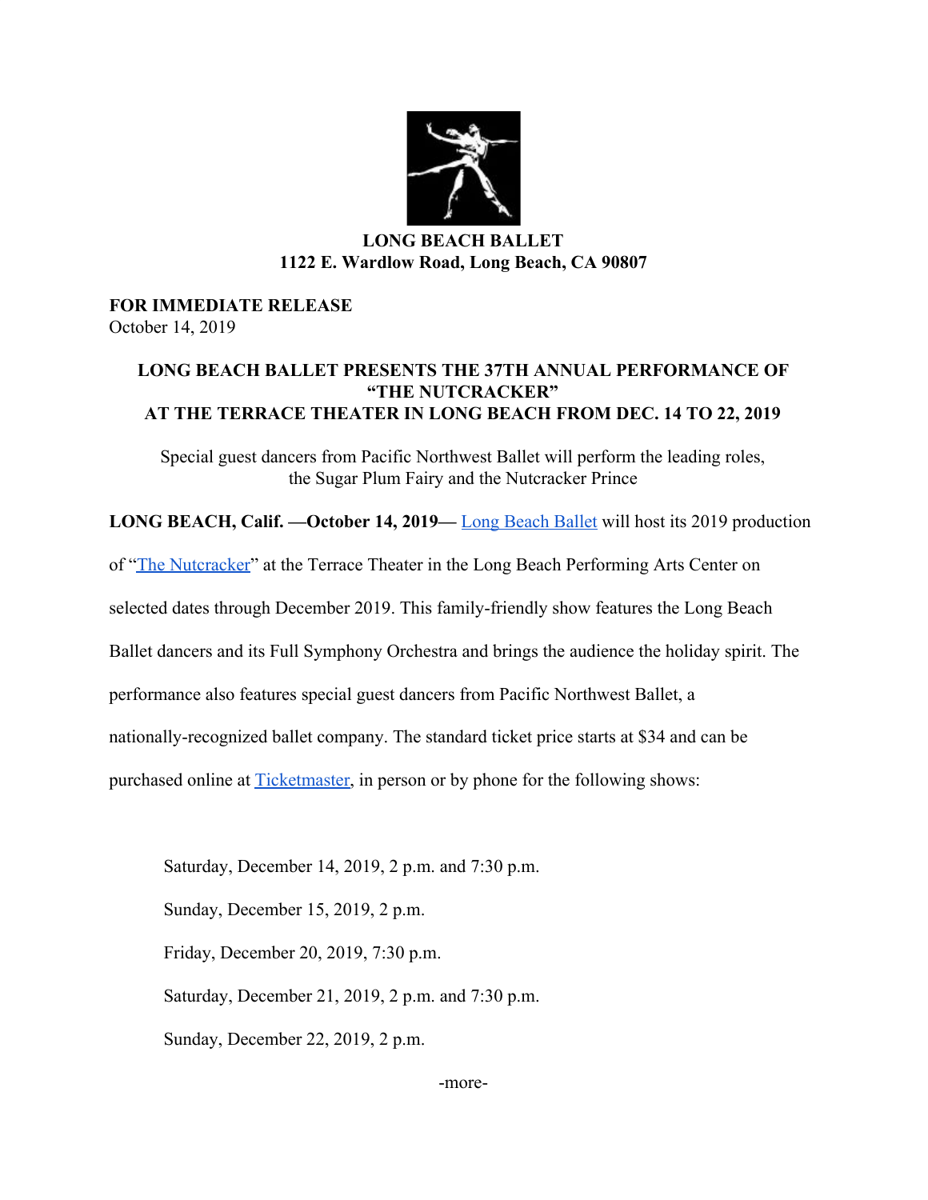**LONG BEACH BALLET**
**1122 E. Wardlow Road, Long Beach, CA 90807**

**FOR IMMEDIATE RELEASE**
October 14, 2019

# LONG BEACH BALLET PRESENTS THE 37TH ANNUAL PERFORMANCE OF "THE NUTCRACKER" AT THE TERRACE THEATER IN LONG BEACH FROM DEC. 14 TO 22, 2019

Special guest dancers from Pacific Northwest Ballet will perform the leading roles, the Sugar Plum Fairy and the Nutcracker Prince

**LONG BEACH, Calif. —October 14, 2019—** Long Beach Ballet will host its 2019 production of "The Nutcracker" at the Terrace Theater in the Long Beach Performing Arts Center on selected dates through December 2019. This family-friendly show features the Long Beach Ballet dancers and its Full Symphony Orchestra and brings the audience the holiday spirit. The performance also features special guest dancers from Pacific Northwest Ballet, a nationally-recognized ballet company. The standard ticket price starts at $34 and can be purchased online at Ticketmaster, in person or by phone for the following shows:

Saturday, December 14, 2019, 2 p.m. and 7:30 p.m.

Sunday, December 15, 2019, 2 p.m.

Friday, December 20, 2019, 7:30 p.m.

Saturday, December 21, 2019, 2 p.m. and 7:30 p.m.

Sunday, December 22, 2019, 2 p.m.

-more-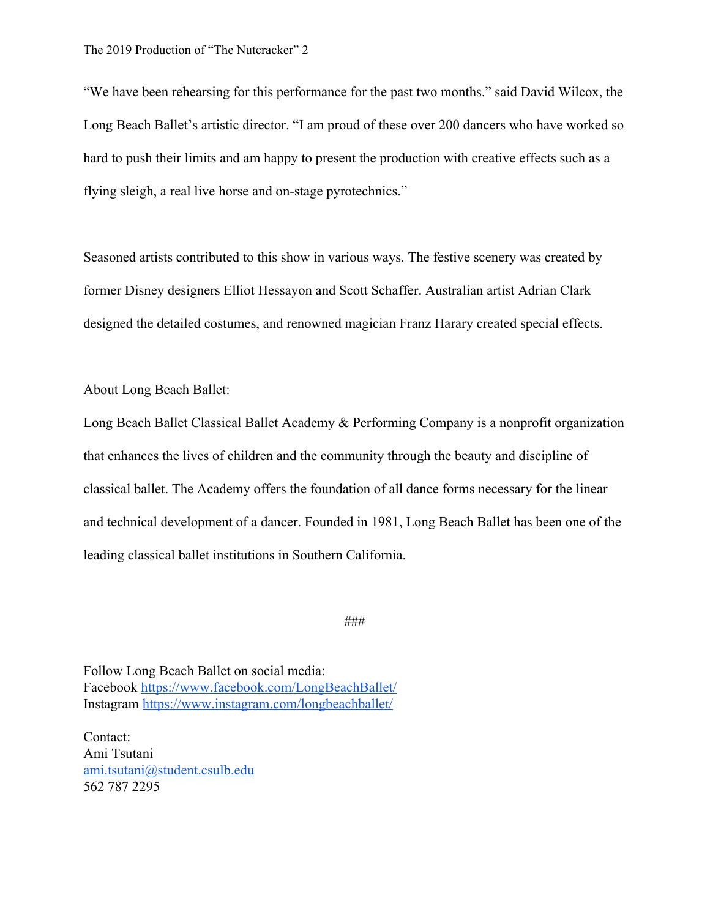“We have been rehearsing for this performance for the past two months.” said David Wilcox, the Long Beach Ballet’s artistic director. “I am proud of these over 200 dancers who have worked so hard to push their limits and am happy to present the production with creative effects such as a flying sleigh, a real live horse and on-stage pyrotechnics.”

Seasoned artists contributed to this show in various ways. The festive scenery was created by former Disney designers Elliot Hessayon and Scott Schaffer. Australian artist Adrian Clark designed the detailed costumes, and renowned magician Franz Harary created special effects.

About Long Beach Ballet:

Long Beach Ballet Classical Ballet Academy & Performing Company is a nonprofit organization that enhances the lives of children and the community through the beauty and discipline of classical ballet. The Academy offers the foundation of all dance forms necessary for the linear and technical development of a dancer. Founded in 1981, Long Beach Ballet has been one of the leading classical ballet institutions in Southern California.

###

Follow Long Beach Ballet on social media:
Facebook https://www.facebook.com/LongBeachBallet/
Instagram https://www.instagram.com/longbeachballet/

Contact:
Ami Tsutani
ami.tsutani@student.csulb.edu
562 787 2295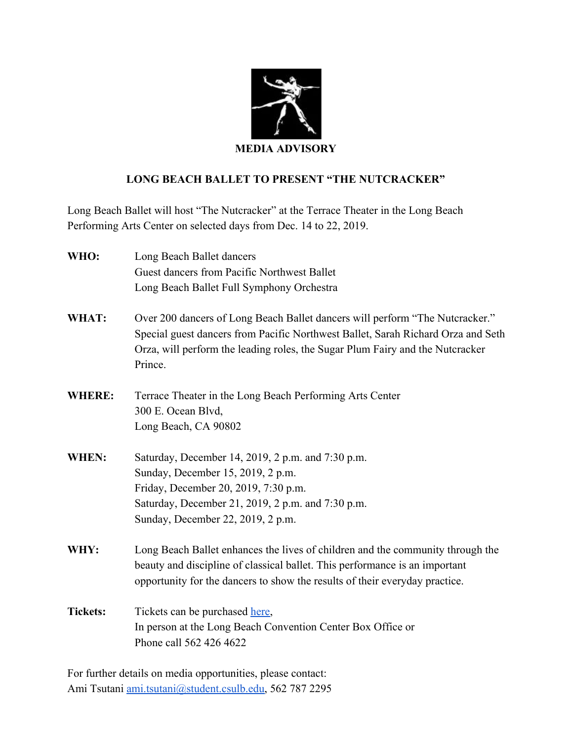**MEDIA ADVISORY**

## LONG BEACH BALLET TO PRESENT "THE NUTCRACKER"

Long Beach Ballet will host "The Nutcracker" at the Terrace Theater in the Long Beach Performing Arts Center on selected days from Dec. 14 to 22, 2019.

**WHO:**
Long Beach Ballet dancers
Guest dancers from Pacific Northwest Ballet
Long Beach Ballet Full Symphony Orchestra

**WHAT:**
Over 200 dancers of Long Beach Ballet dancers will perform "The Nutcracker." Special guest dancers from Pacific Northwest Ballet, Sarah Richard Orza and Seth Orza, will perform the leading roles, the Sugar Plum Fairy and the Nutcracker Prince.

**WHERE:**
Terrace Theater in the Long Beach Performing Arts Center
300 E. Ocean Blvd,
Long Beach, CA 90802

**WHEN:**
Saturday, December 14, 2019, 2 p.m. and 7:30 p.m.
Sunday, December 15, 2019, 2 p.m.
Friday, December 20, 2019, 7:30 p.m.
Saturday, December 21, 2019, 2 p.m. and 7:30 p.m.
Sunday, December 22, 2019, 2 p.m.

**WHY:**
Long Beach Ballet enhances the lives of children and the community through the beauty and discipline of classical ballet. This performance is an important opportunity for the dancers to show the results of their everyday practice.

**Tickets:**
Tickets can be purchased here,
In person at the Long Beach Convention Center Box Office or
Phone call 562 426 4622

For further details on media opportunities, please contact:
Ami Tsutani ami.tsutani@student.csulb.edu, 562 787 2295